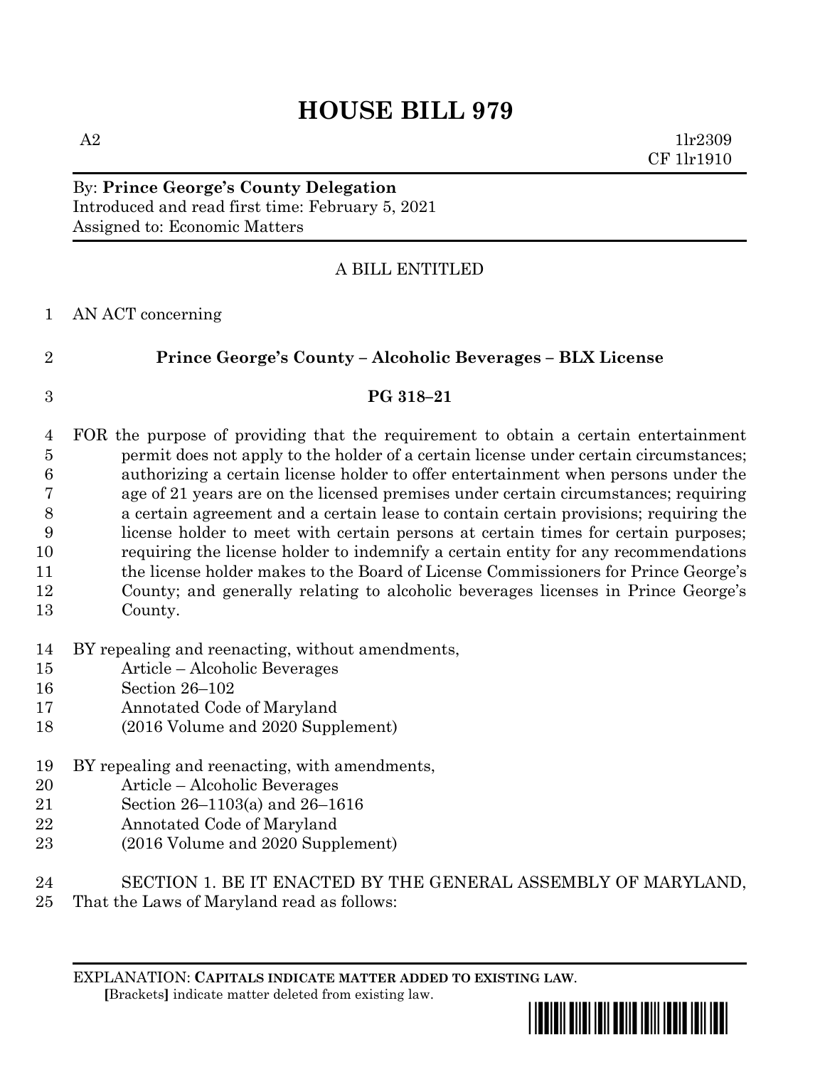# HOUSE BILL 979

A2 1lr2309
CF 1lr1910

By: **Prince George's County Delegation**
Introduced and read first time: February 5, 2021
Assigned to: Economic Matters

A BILL ENTITLED

AN ACT concerning

**Prince George's County – Alcoholic Beverages – BLX License**

**PG 318–21**

FOR the purpose of providing that the requirement to obtain a certain entertainment permit does not apply to the holder of a certain license under certain circumstances; authorizing a certain license holder to offer entertainment when persons under the age of 21 years are on the licensed premises under certain circumstances; requiring a certain agreement and a certain lease to contain certain provisions; requiring the license holder to meet with certain persons at certain times for certain purposes; requiring the license holder to indemnify a certain entity for any recommendations the license holder makes to the Board of License Commissioners for Prince George's County; and generally relating to alcoholic beverages licenses in Prince George's County.

BY repealing and reenacting, without amendments,
Article – Alcoholic Beverages
Section 26–102
Annotated Code of Maryland
(2016 Volume and 2020 Supplement)

BY repealing and reenacting, with amendments,
Article – Alcoholic Beverages
Section 26–1103(a) and 26–1616
Annotated Code of Maryland
(2016 Volume and 2020 Supplement)

SECTION 1. BE IT ENACTED BY THE GENERAL ASSEMBLY OF MARYLAND, That the Laws of Maryland read as follows:

EXPLANATION: **CAPITALS INDICATE MATTER ADDED TO EXISTING LAW.**
**[**Brackets**]** indicate matter deleted from existing law.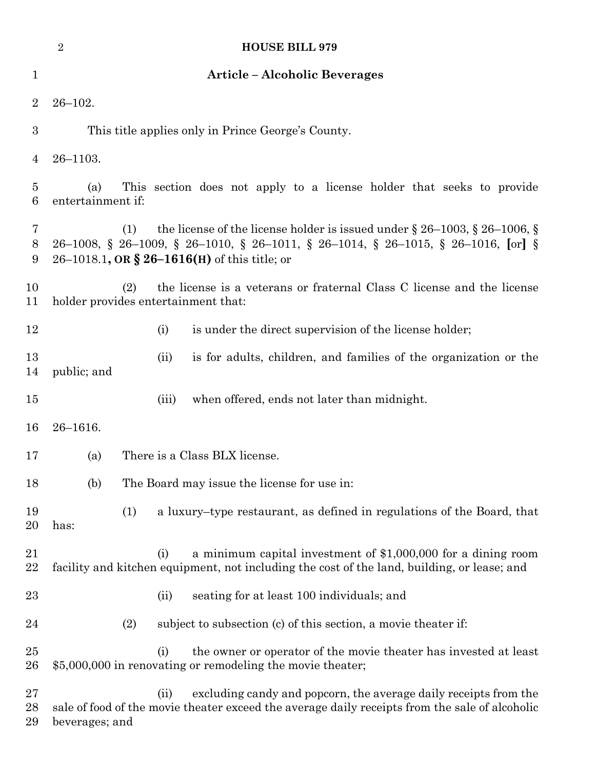**Article – Alcoholic Beverages**

26–102.

This title applies only in Prince George's County.

26–1103.

(a) This section does not apply to a license holder that seeks to provide entertainment if:

(1) the license of the license holder is issued under § 26–1003, § 26–1006, § 26–1008, § 26–1009, § 26–1010, § 26–1011, § 26–1014, § 26–1015, § 26–1016, [or] § 26–1018.1**, OR § 26–1616(H)** of this title; or

(2) the license is a veterans or fraternal Class C license and the license holder provides entertainment that:

(i) is under the direct supervision of the license holder;

(ii) is for adults, children, and families of the organization or the public; and

(iii) when offered, ends not later than midnight.

26–1616.

(a) There is a Class BLX license.

(b) The Board may issue the license for use in:

(1) a luxury–type restaurant, as defined in regulations of the Board, that has:

(i) a minimum capital investment of $1,000,000 for a dining room facility and kitchen equipment, not including the cost of the land, building, or lease; and

(ii) seating for at least 100 individuals; and

(2) subject to subsection (c) of this section, a movie theater if:

(i) the owner or operator of the movie theater has invested at least $5,000,000 in renovating or remodeling the movie theater;

(ii) excluding candy and popcorn, the average daily receipts from the sale of food of the movie theater exceed the average daily receipts from the sale of alcoholic beverages; and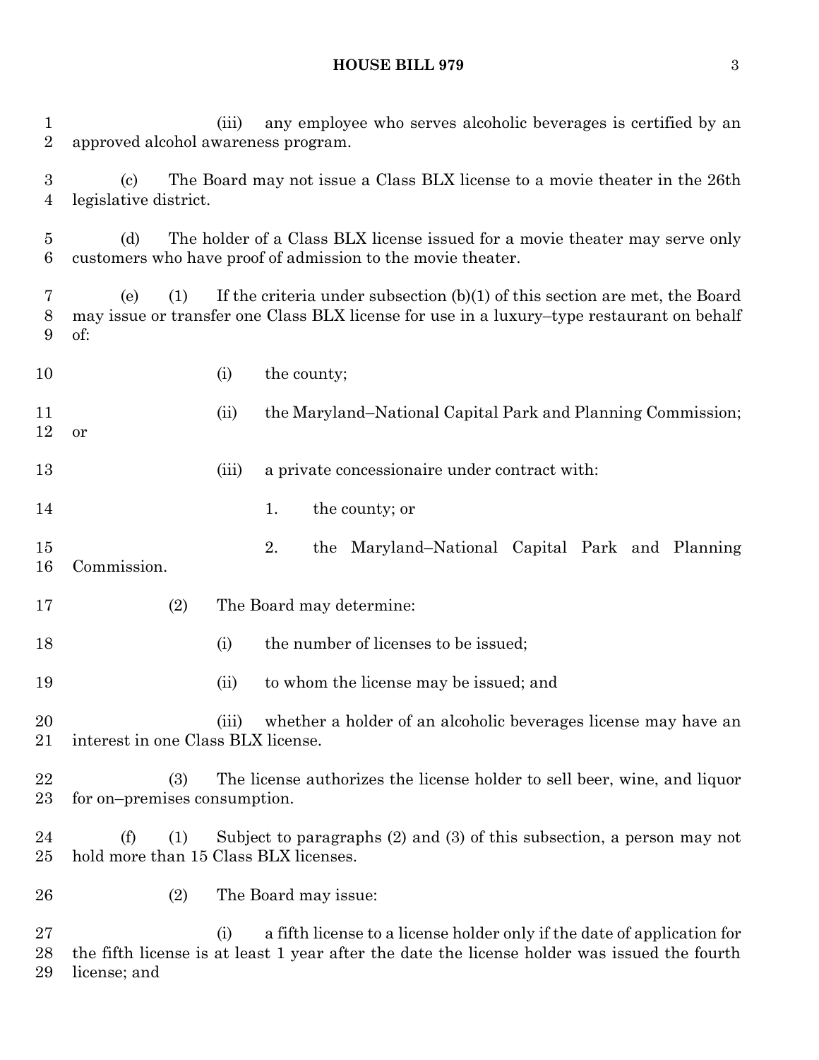(iii) any employee who serves alcoholic beverages is certified by an approved alcohol awareness program.

(c) The Board may not issue a Class BLX license to a movie theater in the 26th legislative district.

(d) The holder of a Class BLX license issued for a movie theater may serve only customers who have proof of admission to the movie theater.

(e) (1) If the criteria under subsection (b)(1) of this section are met, the Board may issue or transfer one Class BLX license for use in a luxury–type restaurant on behalf of:

(i) the county;

(ii) the Maryland–National Capital Park and Planning Commission; or

(iii) a private concessionaire under contract with:

1. the county; or

2. the Maryland–National Capital Park and Planning Commission.

(2) The Board may determine:

(i) the number of licenses to be issued;

(ii) to whom the license may be issued; and

(iii) whether a holder of an alcoholic beverages license may have an interest in one Class BLX license.

(3) The license authorizes the license holder to sell beer, wine, and liquor for on–premises consumption.

(f) (1) Subject to paragraphs (2) and (3) of this subsection, a person may not hold more than 15 Class BLX licenses.

(2) The Board may issue:

(i) a fifth license to a license holder only if the date of application for the fifth license is at least 1 year after the date the license holder was issued the fourth license; and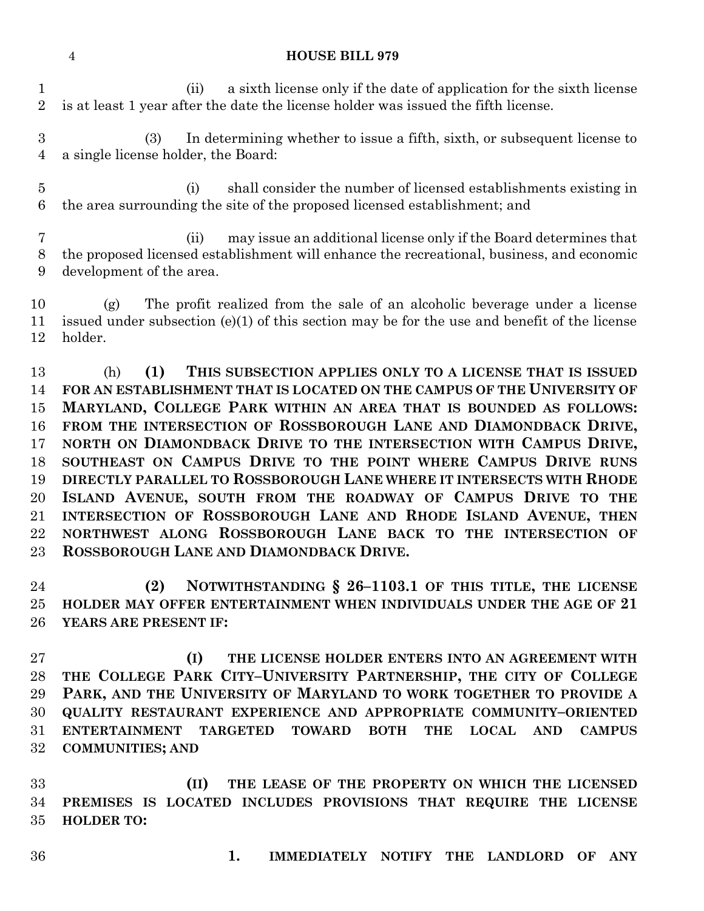(ii) a sixth license only if the date of application for the sixth license is at least 1 year after the date the license holder was issued the fifth license.

(3) In determining whether to issue a fifth, sixth, or subsequent license to a single license holder, the Board:

(i) shall consider the number of licensed establishments existing in the area surrounding the site of the proposed licensed establishment; and

(ii) may issue an additional license only if the Board determines that the proposed licensed establishment will enhance the recreational, business, and economic development of the area.

(g) The profit realized from the sale of an alcoholic beverage under a license issued under subsection (e)(1) of this section may be for the use and benefit of the license holder.

(h) **(1) THIS SUBSECTION APPLIES ONLY TO A LICENSE THAT IS ISSUED FOR AN ESTABLISHMENT THAT IS LOCATED ON THE CAMPUS OF THE UNIVERSITY OF MARYLAND, COLLEGE PARK WITHIN AN AREA THAT IS BOUNDED AS FOLLOWS: FROM THE INTERSECTION OF ROSSBOROUGH LANE AND DIAMONDBACK DRIVE, NORTH ON DIAMONDBACK DRIVE TO THE INTERSECTION WITH CAMPUS DRIVE, SOUTHEAST ON CAMPUS DRIVE TO THE POINT WHERE CAMPUS DRIVE RUNS DIRECTLY PARALLEL TO ROSSBOROUGH LANE WHERE IT INTERSECTS WITH RHODE ISLAND AVENUE, SOUTH FROM THE ROADWAY OF CAMPUS DRIVE TO THE INTERSECTION OF ROSSBOROUGH LANE AND RHODE ISLAND AVENUE, THEN NORTHWEST ALONG ROSSBOROUGH LANE BACK TO THE INTERSECTION OF ROSSBOROUGH LANE AND DIAMONDBACK DRIVE.**

**(2) NOTWITHSTANDING § 26–1103.1 OF THIS TITLE, THE LICENSE HOLDER MAY OFFER ENTERTAINMENT WHEN INDIVIDUALS UNDER THE AGE OF 21 YEARS ARE PRESENT IF:**

**(I) THE LICENSE HOLDER ENTERS INTO AN AGREEMENT WITH THE COLLEGE PARK CITY–UNIVERSITY PARTNERSHIP, THE CITY OF COLLEGE PARK, AND THE UNIVERSITY OF MARYLAND TO WORK TOGETHER TO PROVIDE A QUALITY RESTAURANT EXPERIENCE AND APPROPRIATE COMMUNITY–ORIENTED ENTERTAINMENT TARGETED TOWARD BOTH THE LOCAL AND CAMPUS COMMUNITIES; AND**

**(II) THE LEASE OF THE PROPERTY ON WHICH THE LICENSED PREMISES IS LOCATED INCLUDES PROVISIONS THAT REQUIRE THE LICENSE HOLDER TO:**

**1. IMMEDIATELY NOTIFY THE LANDLORD OF ANY**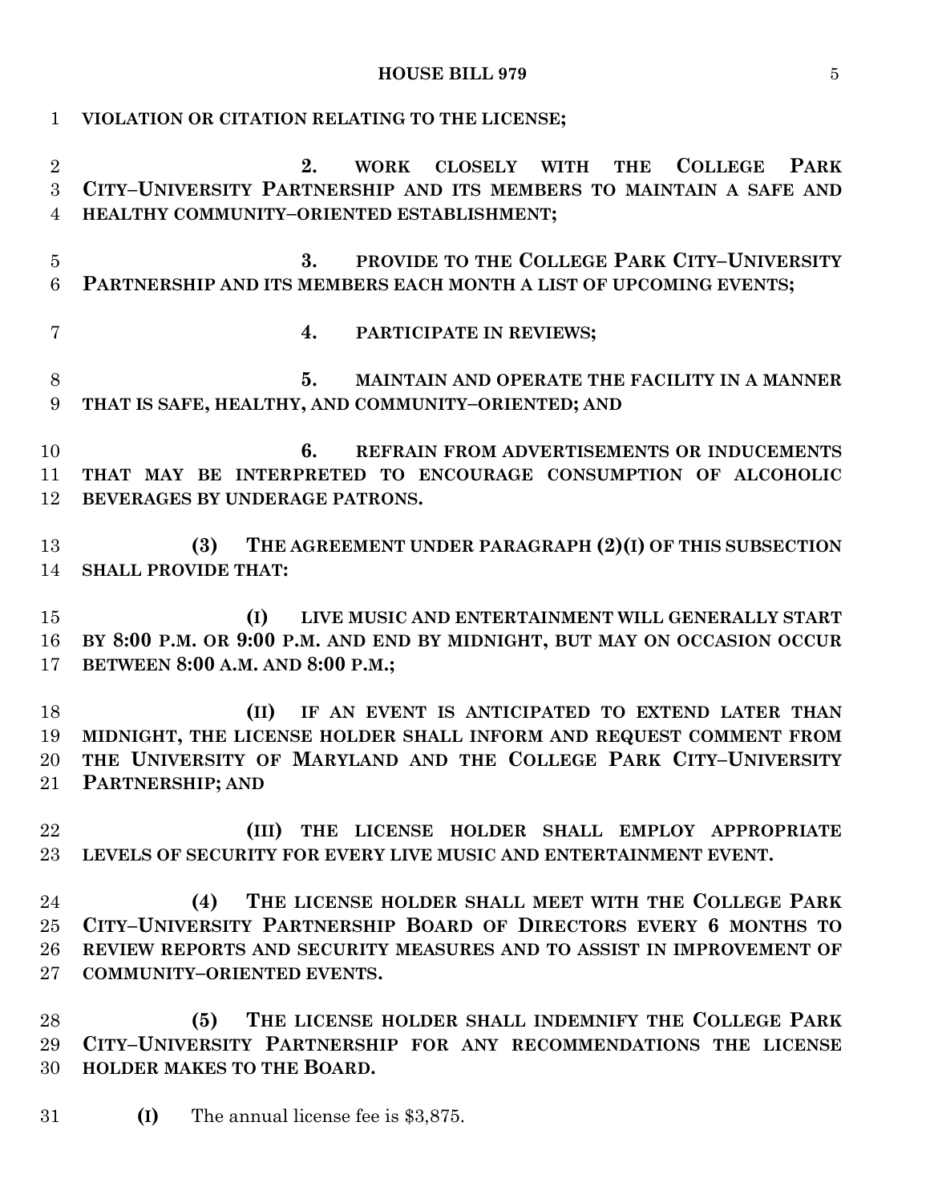**VIOLATION OR CITATION RELATING TO THE LICENSE;**

**2. WORK CLOSELY WITH THE COLLEGE PARK CITY–UNIVERSITY PARTNERSHIP AND ITS MEMBERS TO MAINTAIN A SAFE AND HEALTHY COMMUNITY–ORIENTED ESTABLISHMENT;**

**3. PROVIDE TO THE COLLEGE PARK CITY–UNIVERSITY PARTNERSHIP AND ITS MEMBERS EACH MONTH A LIST OF UPCOMING EVENTS;**

**4. PARTICIPATE IN REVIEWS;**

**5. MAINTAIN AND OPERATE THE FACILITY IN A MANNER THAT IS SAFE, HEALTHY, AND COMMUNITY–ORIENTED; AND**

**6. REFRAIN FROM ADVERTISEMENTS OR INDUCEMENTS THAT MAY BE INTERPRETED TO ENCOURAGE CONSUMPTION OF ALCOHOLIC BEVERAGES BY UNDERAGE PATRONS.**

**(3) THE AGREEMENT UNDER PARAGRAPH (2)(I) OF THIS SUBSECTION SHALL PROVIDE THAT:**

**(I) LIVE MUSIC AND ENTERTAINMENT WILL GENERALLY START BY 8:00 P.M. OR 9:00 P.M. AND END BY MIDNIGHT, BUT MAY ON OCCASION OCCUR BETWEEN 8:00 A.M. AND 8:00 P.M.;**

**(II) IF AN EVENT IS ANTICIPATED TO EXTEND LATER THAN MIDNIGHT, THE LICENSE HOLDER SHALL INFORM AND REQUEST COMMENT FROM THE UNIVERSITY OF MARYLAND AND THE COLLEGE PARK CITY–UNIVERSITY PARTNERSHIP; AND**

**(III) THE LICENSE HOLDER SHALL EMPLOY APPROPRIATE LEVELS OF SECURITY FOR EVERY LIVE MUSIC AND ENTERTAINMENT EVENT.**

**(4) THE LICENSE HOLDER SHALL MEET WITH THE COLLEGE PARK CITY–UNIVERSITY PARTNERSHIP BOARD OF DIRECTORS EVERY 6 MONTHS TO REVIEW REPORTS AND SECURITY MEASURES AND TO ASSIST IN IMPROVEMENT OF COMMUNITY–ORIENTED EVENTS.**

**(5) THE LICENSE HOLDER SHALL INDEMNIFY THE COLLEGE PARK CITY–UNIVERSITY PARTNERSHIP FOR ANY RECOMMENDATIONS THE LICENSE HOLDER MAKES TO THE BOARD.**

**(I)** The annual license fee is $3,875.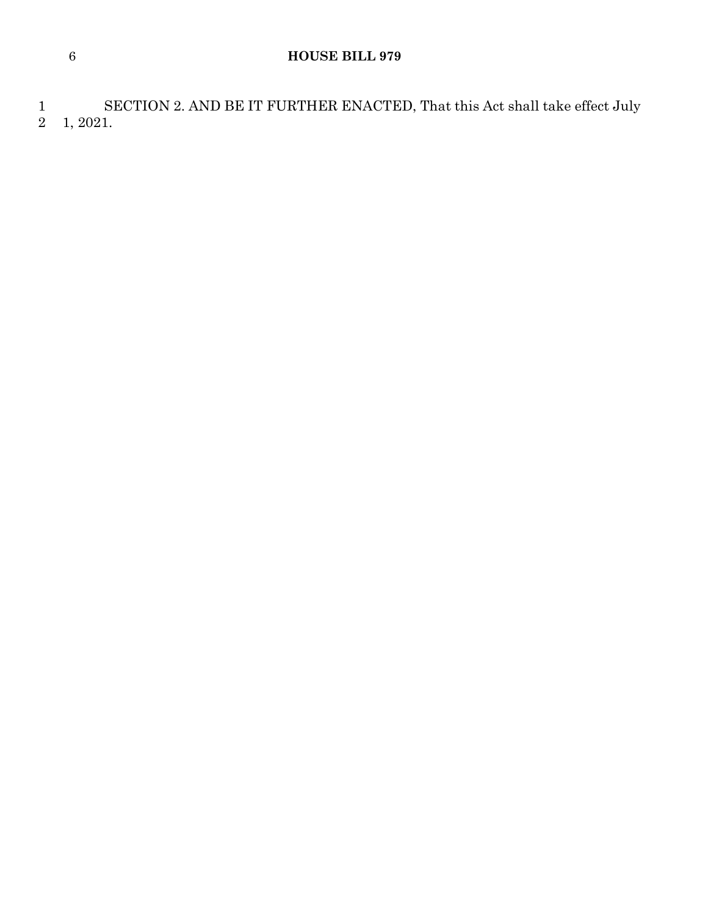SECTION 2. AND BE IT FURTHER ENACTED, That this Act shall take effect July 1, 2021.